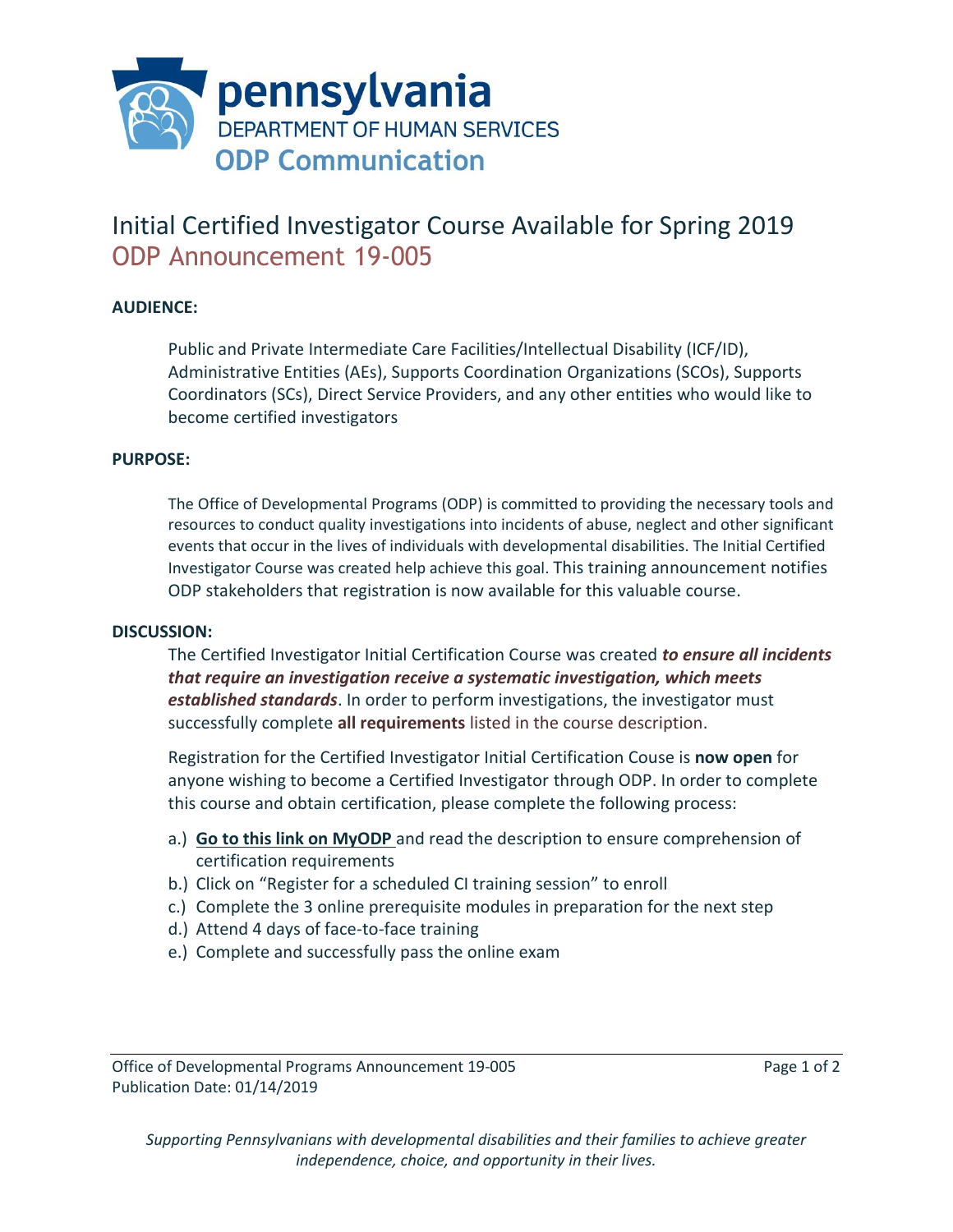pennsylvania
DEPARTMENT OF HUMAN SERVICES
**ODP Communication**

# Initial Certified Investigator Course Available for Spring 2019
## ODP Announcement 19-005

**AUDIENCE:**

Public and Private Intermediate Care Facilities/Intellectual Disability (ICF/ID), Administrative Entities (AEs), Supports Coordination Organizations (SCOs), Supports Coordinators (SCs), Direct Service Providers, and any other entities who would like to become certified investigators

**PURPOSE:**

The Office of Developmental Programs (ODP) is committed to providing the necessary tools and resources to conduct quality investigations into incidents of abuse, neglect and other significant events that occur in the lives of individuals with developmental disabilities. The Initial Certified Investigator Course was created help achieve this goal. This training announcement notifies ODP stakeholders that registration is now available for this valuable course.

**DISCUSSION:**

The Certified Investigator Initial Certification Course was created ***to ensure all incidents that require an investigation receive a systematic investigation, which meets established standards***. In order to perform investigations, the investigator must successfully complete **all requirements** listed in the course description.

Registration for the Certified Investigator Initial Certification Couse is **now open** for anyone wishing to become a Certified Investigator through ODP. In order to complete this course and obtain certification, please complete the following process:

a.) **Go to this link on MyODP** and read the description to ensure comprehension of certification requirements
b.) Click on "Register for a scheduled CI training session" to enroll
c.) Complete the 3 online prerequisite modules in preparation for the next step
d.) Attend 4 days of face-to-face training
e.) Complete and successfully pass the online exam

Office of Developmental Programs Announcement 19-005
Publication Date: 01/14/2019

*Supporting Pennsylvanians with developmental disabilities and their families to achieve greater independence, choice, and opportunity in their lives.*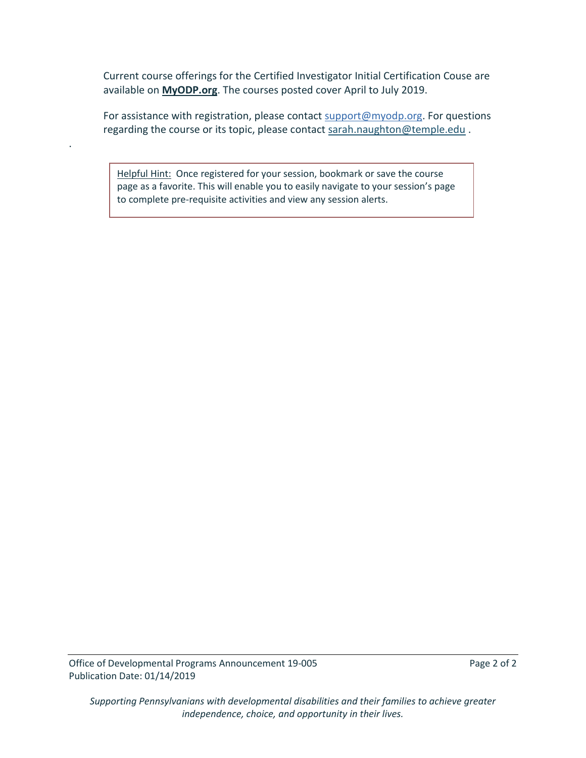Current course offerings for the Certified Investigator Initial Certification Couse are available on **MyODP.org**. The courses posted cover April to July 2019.

For assistance with registration, please contact support@myodp.org. For questions regarding the course or its topic, please contact sarah.naughton@temple.edu .

.

> Helpful Hint: Once registered for your session, bookmark or save the course page as a favorite. This will enable you to easily navigate to your session's page to complete pre-requisite activities and view any session alerts.